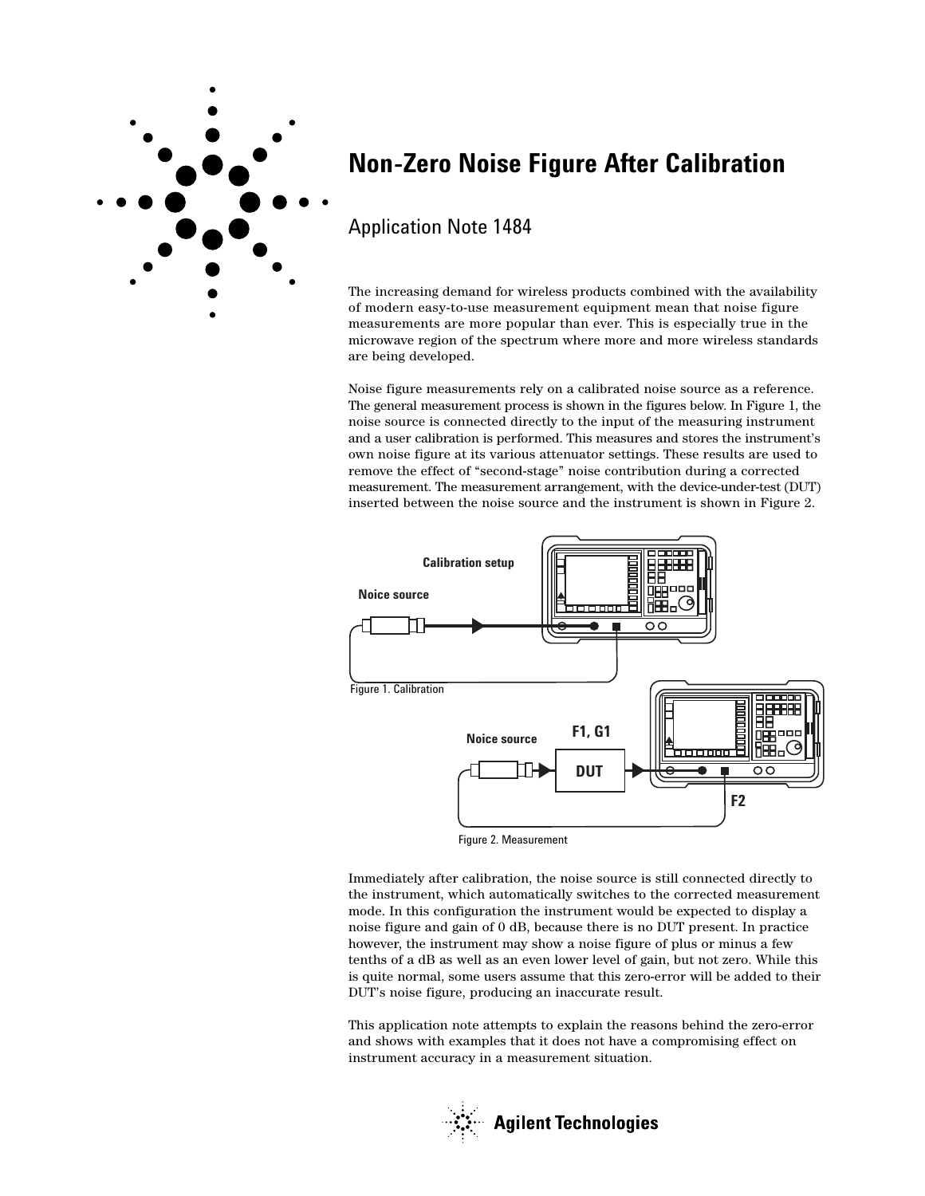# Non-Zero Noise Figure After Calibration

## Application Note 1484

The increasing demand for wireless products combined with the availability of modern easy-to-use measurement equipment mean that noise figure measurements are more popular than ever. This is especially true in the microwave region of the spectrum where more and more wireless standards are being developed.

Noise figure measurements rely on a calibrated noise source as a reference. The general measurement process is shown in the figures below. In Figure 1, the noise source is connected directly to the input of the measuring instrument and a user calibration is performed. This measures and stores the instrument's own noise figure at its various attenuator settings. These results are used to remove the effect of "second-stage" noise contribution during a corrected measurement. The measurement arrangement, with the device-under-test (DUT) inserted between the noise source and the instrument is shown in Figure 2.

Calibration setup

Noice source

Figure 1. Calibration

Noice source

F1, G1

DUT

F2

Figure 2. Measurement

Immediately after calibration, the noise source is still connected directly to the instrument, which automatically switches to the corrected measurement mode. In this configuration the instrument would be expected to display a noise figure and gain of 0 dB, because there is no DUT present. In practice however, the instrument may show a noise figure of plus or minus a few tenths of a dB as well as an even lower level of gain, but not zero. While this is quite normal, some users assume that this zero-error will be added to their DUT's noise figure, producing an inaccurate result.

This application note attempts to explain the reasons behind the zero-error and shows with examples that it does not have a compromising effect on instrument accuracy in a measurement situation.

Agilent Technologies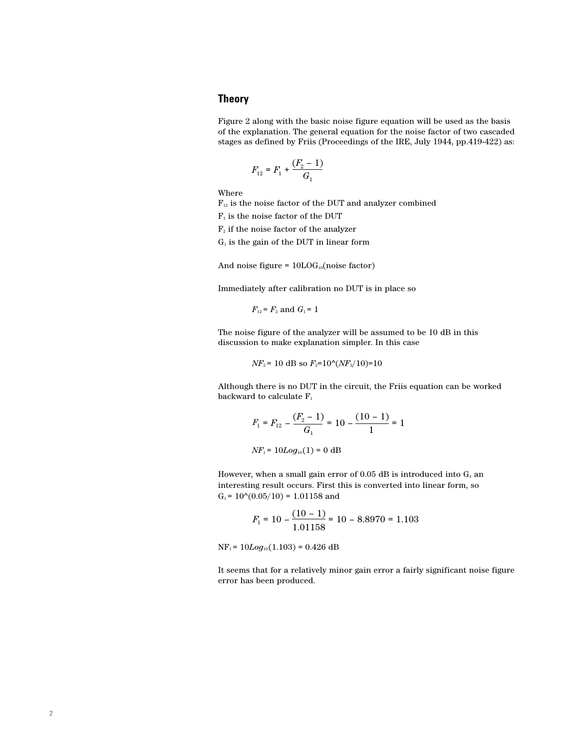## Theory

Figure 2 along with the basic noise figure equation will be used as the basis of the explanation. The general equation for the noise factor of two cascaded stages as defined by Friis (Proceedings of the IRE, July 1944, pp.419-422) as:

$$F_{12} = F_1 + \frac{(F_2 - 1)}{G_1}$$

Where

$F_{12}$ is the noise factor of the DUT and analyzer combined

$F_1$ is the noise factor of the DUT

$F_2$ if the noise factor of the analyzer

$G_1$ is the gain of the DUT in linear form

And noise figure = $10\text{LOG}_{10}$(noise factor)

Immediately after calibration no DUT is in place so

$$F_{12} = F_2 \text{ and } G_1 = 1$$

The noise figure of the analyzer will be assumed to be 10 dB in this discussion to make explanation simpler. In this case

$$NF_2 = 10 \text{ dB so } F_2 = 10\text{^}(NF_2/10) = 10$$

Although there is no DUT in the circuit, the Friis equation can be worked backward to calculate $F_1$

$$F_1 = F_{12} - \frac{(F_2 - 1)}{G_1} = 10 - \frac{(10 - 1)}{1} = 1$$

$$NF_1 = 10Log_{10}(1) = 0 \text{ dB}$$

However, when a small gain error of 0.05 dB is introduced into $G_1$ an interesting result occurs. First this is converted into linear form, so $G_1 = 10\text{^}(0.05/10) = 1.01158$ and

$$F_1 = 10 - \frac{(10 - 1)}{1.01158} = 10 - 8.8970 = 1.103$$

$$NF_1 = 10Log_{10}(1.103) = 0.426 \text{ dB}$$

It seems that for a relatively minor gain error a fairly significant noise figure error has been produced.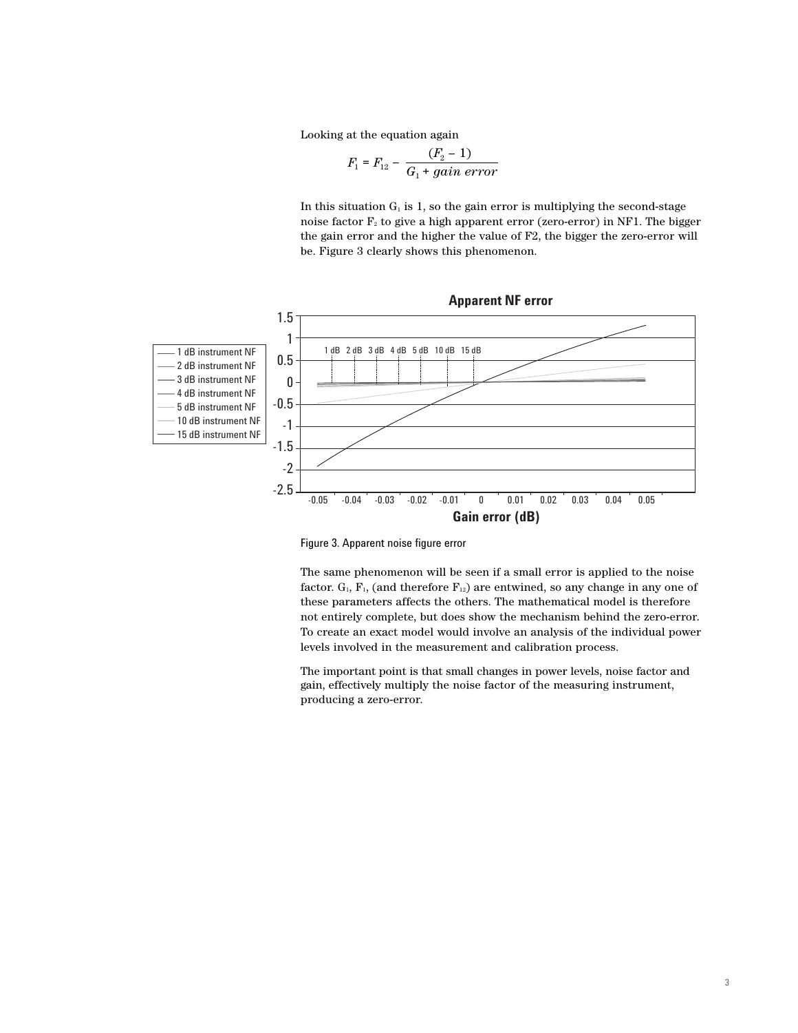Looking at the equation again

$$F_1 = F_{12} - \frac{(F_2 - 1)}{G_1 + gain\ error}$$

In this situation $G_1$ is 1, so the gain error is multiplying the second-stage noise factor $F_2$ to give a high apparent error (zero-error) in NF1. The bigger the gain error and the higher the value of F2, the bigger the zero-error will be. Figure 3 clearly shows this phenomenon.

Figure 3. Apparent noise figure error

The same phenomenon will be seen if a small error is applied to the noise factor. $G_1$, $F_1$, (and therefore $F_{12}$) are entwined, so any change in any one of these parameters affects the others. The mathematical model is therefore not entirely complete, but does show the mechanism behind the zero-error. To create an exact model would involve an analysis of the individual power levels involved in the measurement and calibration process.

The important point is that small changes in power levels, noise factor and gain, effectively multiply the noise factor of the measuring instrument, producing a zero-error.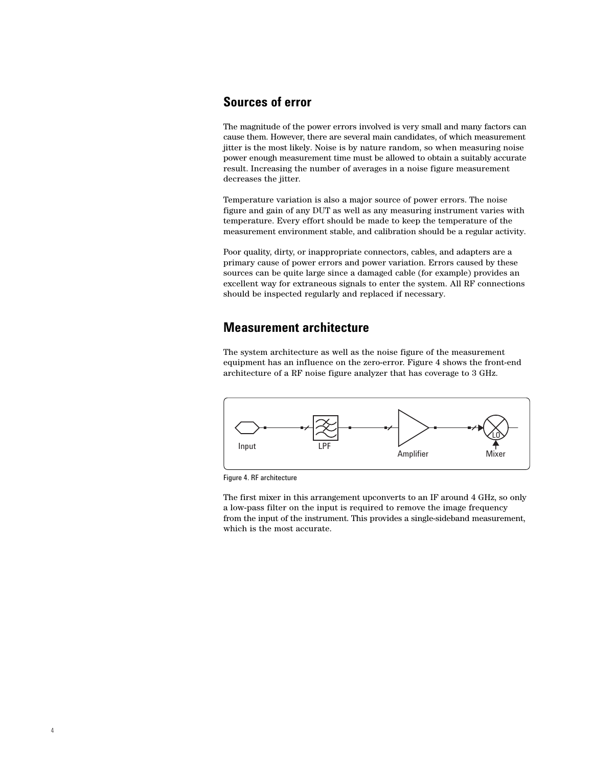## Sources of error

The magnitude of the power errors involved is very small and many factors can cause them. However, there are several main candidates, of which measurement jitter is the most likely. Noise is by nature random, so when measuring noise power enough measurement time must be allowed to obtain a suitably accurate result. Increasing the number of averages in a noise figure measurement decreases the jitter.

Temperature variation is also a major source of power errors. The noise figure and gain of any DUT as well as any measuring instrument varies with temperature. Every effort should be made to keep the temperature of the measurement environment stable, and calibration should be a regular activity.

Poor quality, dirty, or inappropriate connectors, cables, and adapters are a primary cause of power errors and power variation. Errors caused by these sources can be quite large since a damaged cable (for example) provides an excellent way for extraneous signals to enter the system. All RF connections should be inspected regularly and replaced if necessary.

## Measurement architecture

The system architecture as well as the noise figure of the measurement equipment has an influence on the zero-error. Figure 4 shows the front-end architecture of a RF noise figure analyzer that has coverage to 3 GHz.

Input LPF Amplifier Mixer LO

Figure 4. RF architecture

The first mixer in this arrangement upconverts to an IF around 4 GHz, so only a low-pass filter on the input is required to remove the image frequency from the input of the instrument. This provides a single-sideband measurement, which is the most accurate.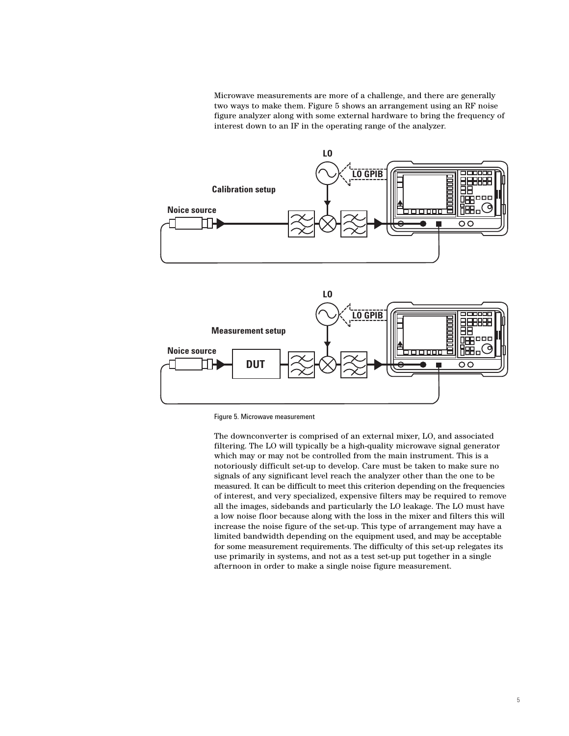Microwave measurements are more of a challenge, and there are generally two ways to make them. Figure 5 shows an arrangement using an RF noise figure analyzer along with some external hardware to bring the frequency of interest down to an IF in the operating range of the analyzer.

Figure 5. Microwave measurement

The downconverter is comprised of an external mixer, LO, and associated filtering. The LO will typically be a high-quality microwave signal generator which may or may not be controlled from the main instrument. This is a notoriously difficult set-up to develop. Care must be taken to make sure no signals of any significant level reach the analyzer other than the one to be measured. It can be difficult to meet this criterion depending on the frequencies of interest, and very specialized, expensive filters may be required to remove all the images, sidebands and particularly the LO leakage. The LO must have a low noise floor because along with the loss in the mixer and filters this will increase the noise figure of the set-up. This type of arrangement may have a limited bandwidth depending on the equipment used, and may be acceptable for some measurement requirements. The difficulty of this set-up relegates its use primarily in systems, and not as a test set-up put together in a single afternoon in order to make a single noise figure measurement.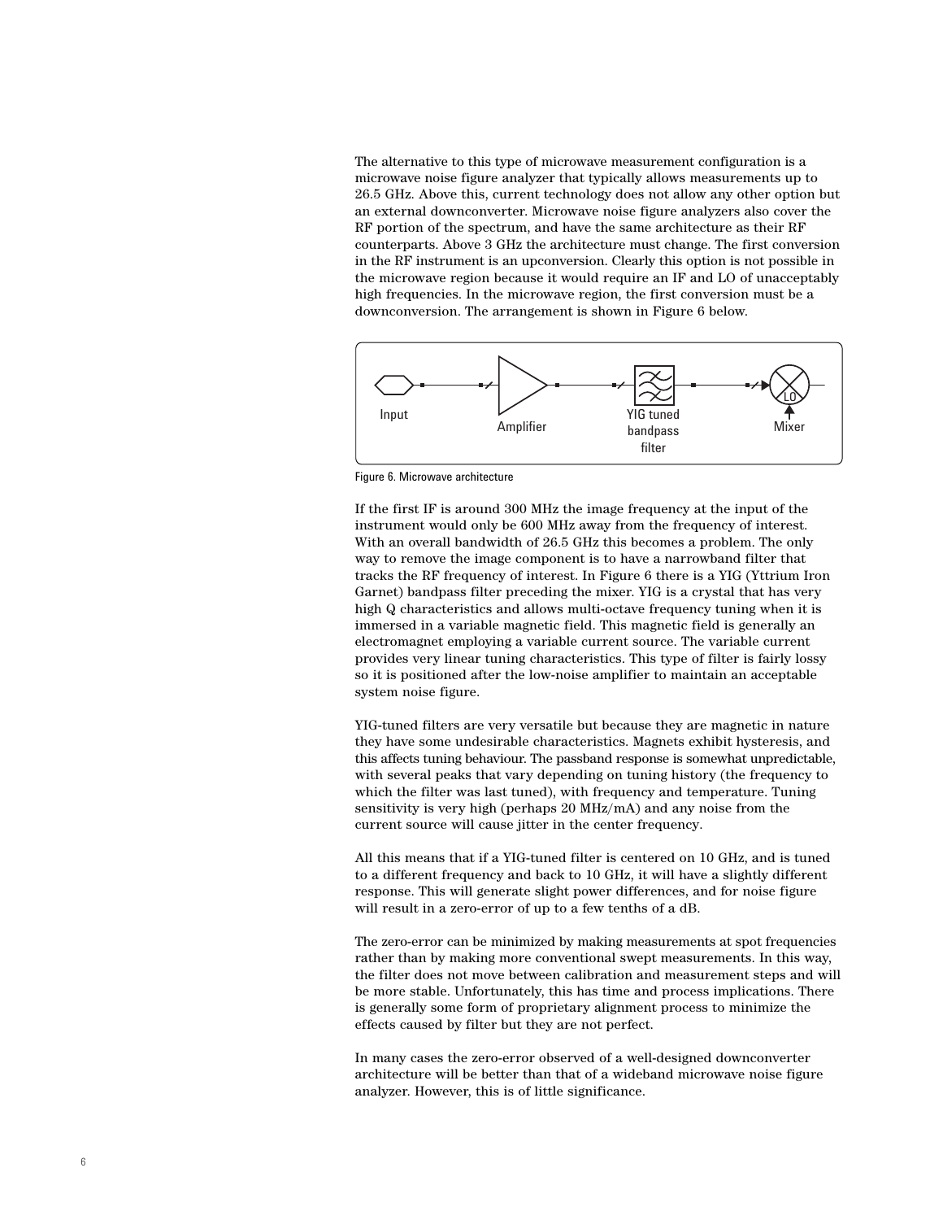The alternative to this type of microwave measurement configuration is a microwave noise figure analyzer that typically allows measurements up to 26.5 GHz. Above this, current technology does not allow any other option but an external downconverter. Microwave noise figure analyzers also cover the RF portion of the spectrum, and have the same architecture as their RF counterparts. Above 3 GHz the architecture must change. The first conversion in the RF instrument is an upconversion. Clearly this option is not possible in the microwave region because it would require an IF and LO of unacceptably high frequencies. In the microwave region, the first conversion must be a downconversion. The arrangement is shown in Figure 6 below.

Input — Amplifier — YIG tuned bandpass filter — Mixer (LO)

Figure 6. Microwave architecture

If the first IF is around 300 MHz the image frequency at the input of the instrument would only be 600 MHz away from the frequency of interest. With an overall bandwidth of 26.5 GHz this becomes a problem. The only way to remove the image component is to have a narrowband filter that tracks the RF frequency of interest. In Figure 6 there is a YIG (Yttrium Iron Garnet) bandpass filter preceding the mixer. YIG is a crystal that has very high Q characteristics and allows multi-octave frequency tuning when it is immersed in a variable magnetic field. This magnetic field is generally an electromagnet employing a variable current source. The variable current provides very linear tuning characteristics. This type of filter is fairly lossy so it is positioned after the low-noise amplifier to maintain an acceptable system noise figure.

YIG-tuned filters are very versatile but because they are magnetic in nature they have some undesirable characteristics. Magnets exhibit hysteresis, and this affects tuning behaviour. The passband response is somewhat unpredictable, with several peaks that vary depending on tuning history (the frequency to which the filter was last tuned), with frequency and temperature. Tuning sensitivity is very high (perhaps 20 MHz/mA) and any noise from the current source will cause jitter in the center frequency.

All this means that if a YIG-tuned filter is centered on 10 GHz, and is tuned to a different frequency and back to 10 GHz, it will have a slightly different response. This will generate slight power differences, and for noise figure will result in a zero-error of up to a few tenths of a dB.

The zero-error can be minimized by making measurements at spot frequencies rather than by making more conventional swept measurements. In this way, the filter does not move between calibration and measurement steps and will be more stable. Unfortunately, this has time and process implications. There is generally some form of proprietary alignment process to minimize the effects caused by filter but they are not perfect.

In many cases the zero-error observed of a well-designed downconverter architecture will be better than that of a wideband microwave noise figure analyzer. However, this is of little significance.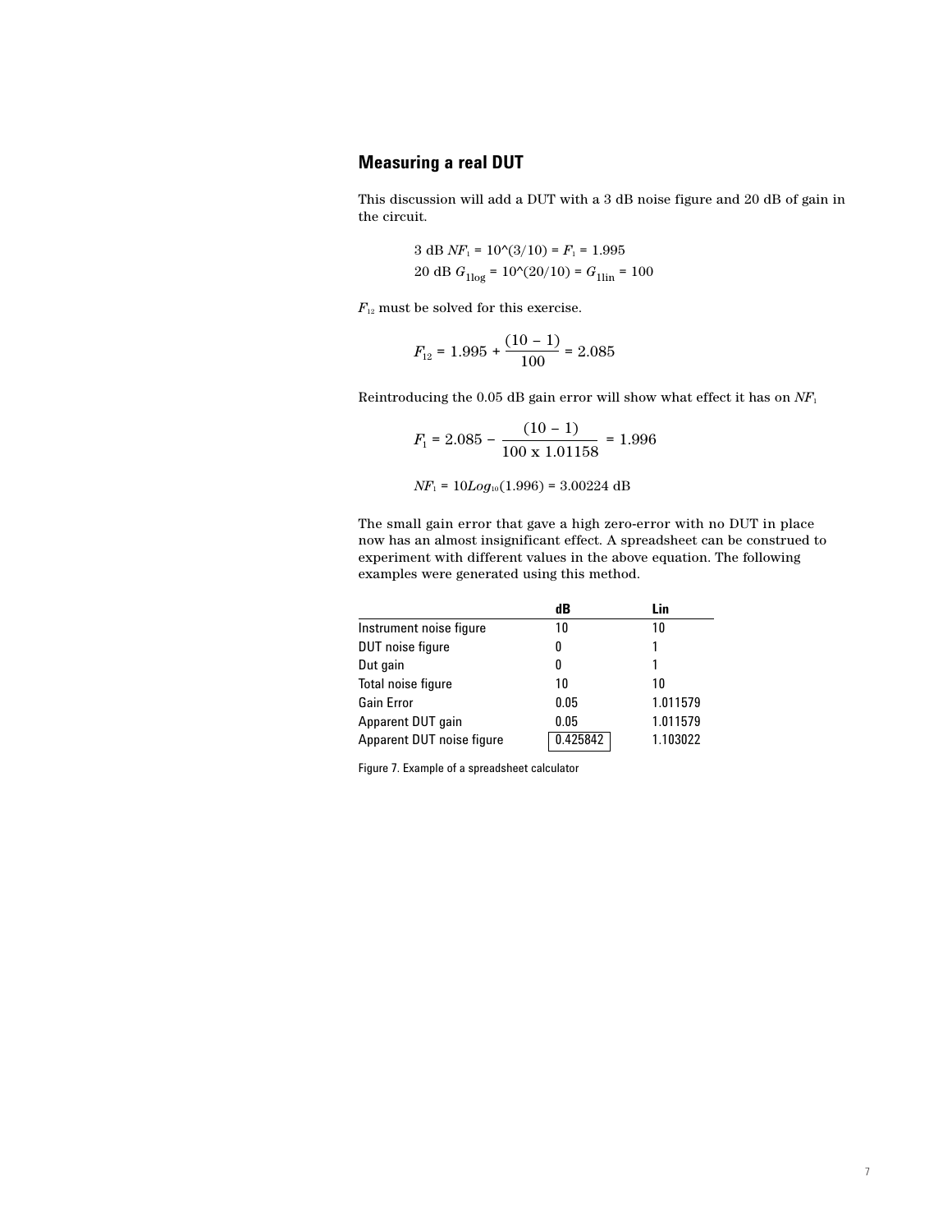## Measuring a real DUT

This discussion will add a DUT with a 3 dB noise figure and 20 dB of gain in the circuit.

$$3 \text{ dB } NF_1 = 10\text{^}(3/10) = F_1 = 1.995$$

$$20 \text{ dB } G_{1log} = 10\text{^}(20/10) = G_{1lin} = 100$$

$F_{12}$ must be solved for this exercise.

$$F_{12} = 1.995 + \frac{(10 - 1)}{100} = 2.085$$

Reintroducing the 0.05 dB gain error will show what effect it has on $NF_1$

$$F_1 = 2.085 - \frac{(10 - 1)}{100 \text{ x } 1.01158} = 1.996$$

$$NF_1 = 10Log_{10}(1.996) = 3.00224 \text{ dB}$$

The small gain error that gave a high zero-error with no DUT in place now has an almost insignificant effect. A spreadsheet can be construed to experiment with different values in the above equation. The following examples were generated using this method.

| | dB | Lin |
|---|---|---|
| Instrument noise figure | 10 | 10 |
| DUT noise figure | 0 | 1 |
| Dut gain | 0 | 1 |
| Total noise figure | 10 | 10 |
| Gain Error | 0.05 | 1.011579 |
| Apparent DUT gain | 0.05 | 1.011579 |
| Apparent DUT noise figure | 0.425842 | 1.103022 |

Figure 7. Example of a spreadsheet calculator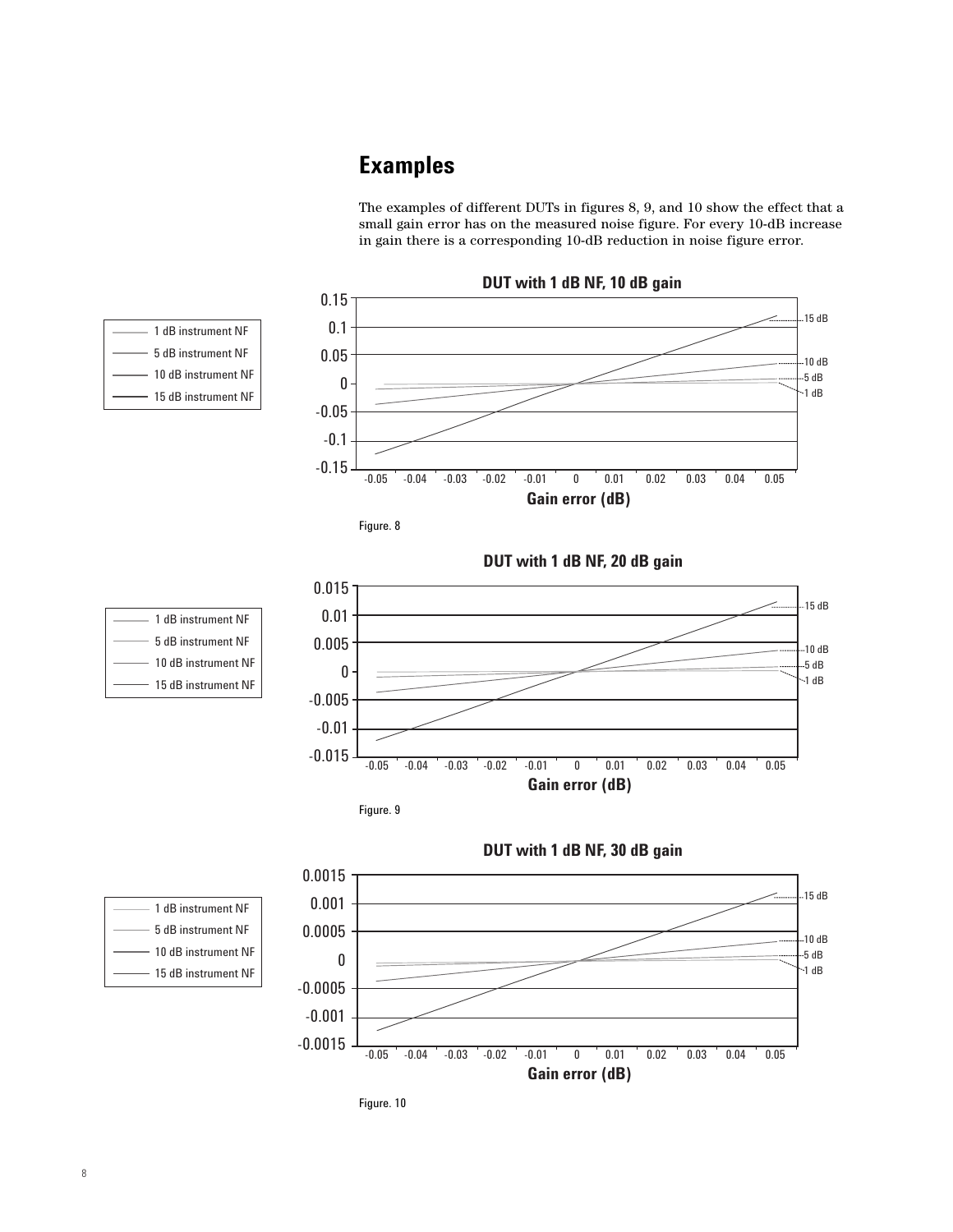## Examples

The examples of different DUTs in figures 8, 9, and 10 show the effect that a small gain error has on the measured noise figure. For every 10-dB increase in gain there is a corresponding 10-dB reduction in noise figure error.

**DUT with 1 dB NF, 10 dB gain**

Legend: 1 dB instrument NF, 5 dB instrument NF, 10 dB instrument NF, 15 dB instrument NF

Gain error (dB)

Figure. 8

**DUT with 1 dB NF, 20 dB gain**

Legend: 1 dB instrument NF, 5 dB instrument NF, 10 dB instrument NF, 15 dB instrument NF

Gain error (dB)

Figure. 9

**DUT with 1 dB NF, 30 dB gain**

Legend: 1 dB instrument NF, 5 dB instrument NF, 10 dB instrument NF, 15 dB instrument NF

Gain error (dB)

Figure. 10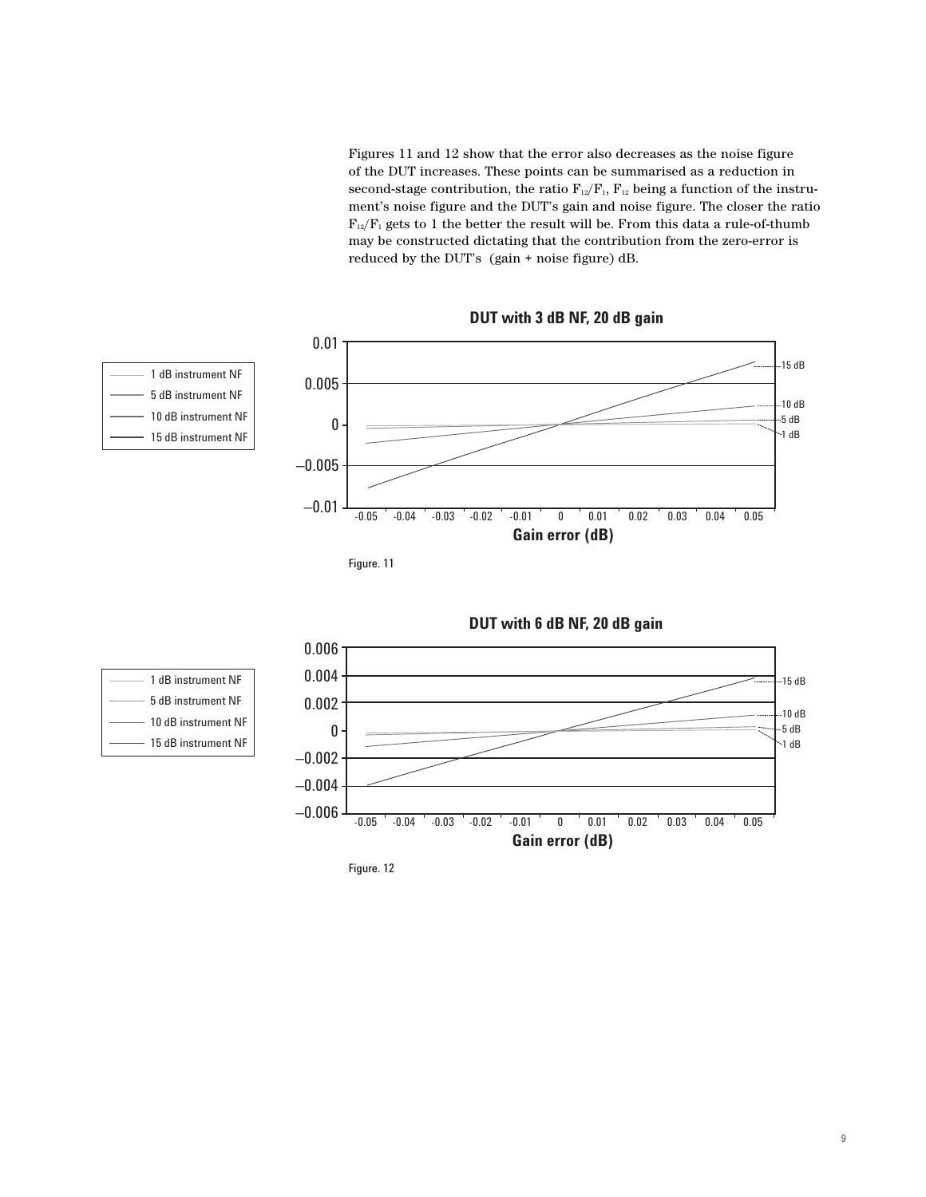Figures 11 and 12 show that the error also decreases as the noise figure of the DUT increases. These points can be summarised as a reduction in second-stage contribution, the ratio $F_{12}/F_1$, $F_{12}$ being a function of the instrument's noise figure and the DUT's gain and noise figure. The closer the ratio $F_{12}/F_1$ gets to 1 the better the result will be. From this data a rule-of-thumb may be constructed dictating that the contribution from the zero-error is reduced by the DUT's (gain + noise figure) dB.

**DUT with 3 dB NF, 20 dB gain**

Figure. 11

**DUT with 6 dB NF, 20 dB gain**

Figure. 12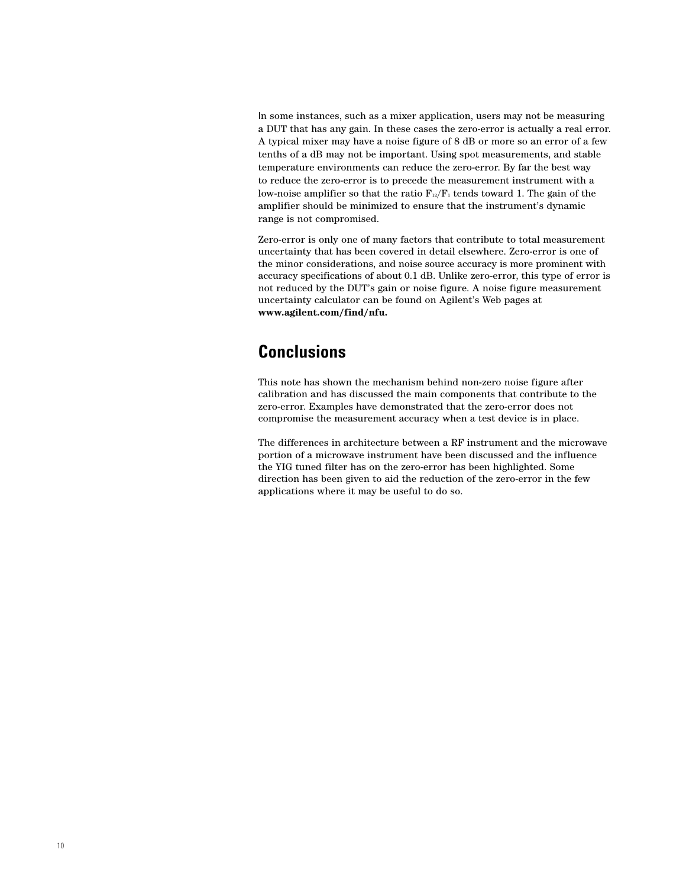In some instances, such as a mixer application, users may not be measuring a DUT that has any gain. In these cases the zero-error is actually a real error. A typical mixer may have a noise figure of 8 dB or more so an error of a few tenths of a dB may not be important. Using spot measurements, and stable temperature environments can reduce the zero-error. By far the best way to reduce the zero-error is to precede the measurement instrument with a low-noise amplifier so that the ratio $F_{12}/F_1$ tends toward 1. The gain of the amplifier should be minimized to ensure that the instrument's dynamic range is not compromised.

Zero-error is only one of many factors that contribute to total measurement uncertainty that has been covered in detail elsewhere. Zero-error is one of the minor considerations, and noise source accuracy is more prominent with accuracy specifications of about 0.1 dB. Unlike zero-error, this type of error is not reduced by the DUT's gain or noise figure. A noise figure measurement uncertainty calculator can be found on Agilent's Web pages at **www.agilent.com/find/nfu.**

## Conclusions

This note has shown the mechanism behind non-zero noise figure after calibration and has discussed the main components that contribute to the zero-error. Examples have demonstrated that the zero-error does not compromise the measurement accuracy when a test device is in place.

The differences in architecture between a RF instrument and the microwave portion of a microwave instrument have been discussed and the influence the YIG tuned filter has on the zero-error has been highlighted. Some direction has been given to aid the reduction of the zero-error in the few applications where it may be useful to do so.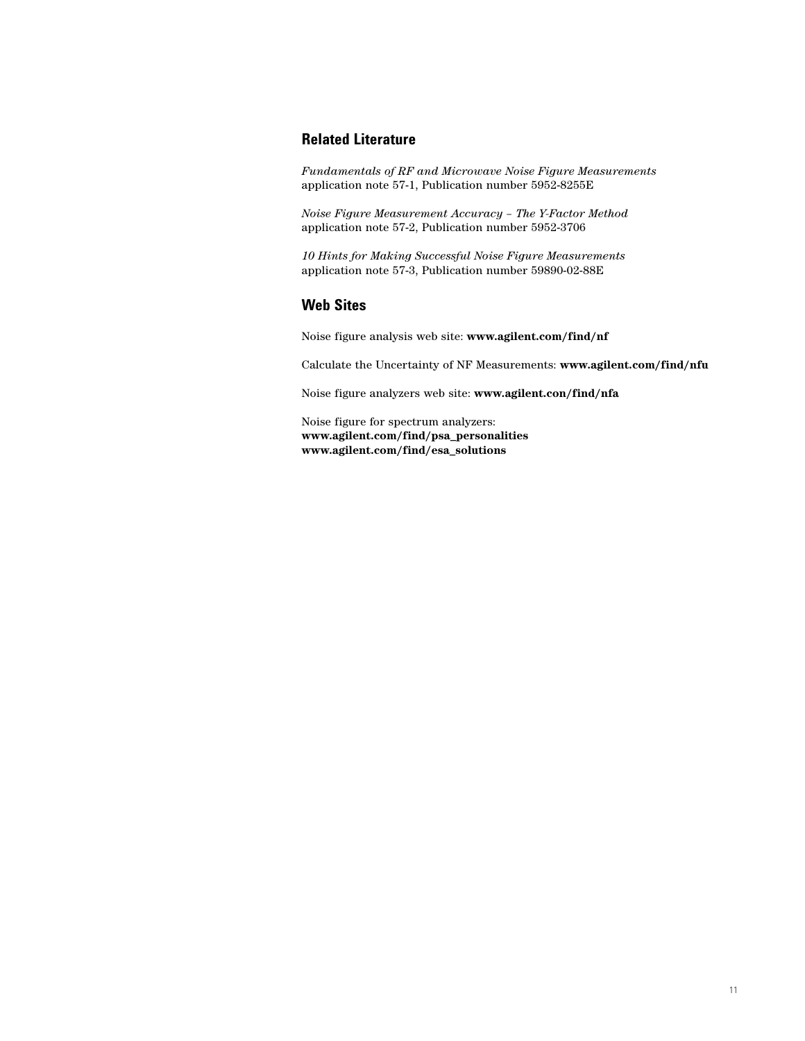## Related Literature

*Fundamentals of RF and Microwave Noise Figure Measurements*
application note 57-1, Publication number 5952-8255E

*Noise Figure Measurement Accuracy – The Y-Factor Method*
application note 57-2, Publication number 5952-3706

*10 Hints for Making Successful Noise Figure Measurements*
application note 57-3, Publication number 59890-02-88E

## Web Sites

Noise figure analysis web site: **www.agilent.com/find/nf**

Calculate the Uncertainty of NF Measurements: **www.agilent.com/find/nfu**

Noise figure analyzers web site: **www.agilent.con/find/nfa**

Noise figure for spectrum analyzers:
**www.agilent.com/find/psa_personalities**
**www.agilent.com/find/esa_solutions**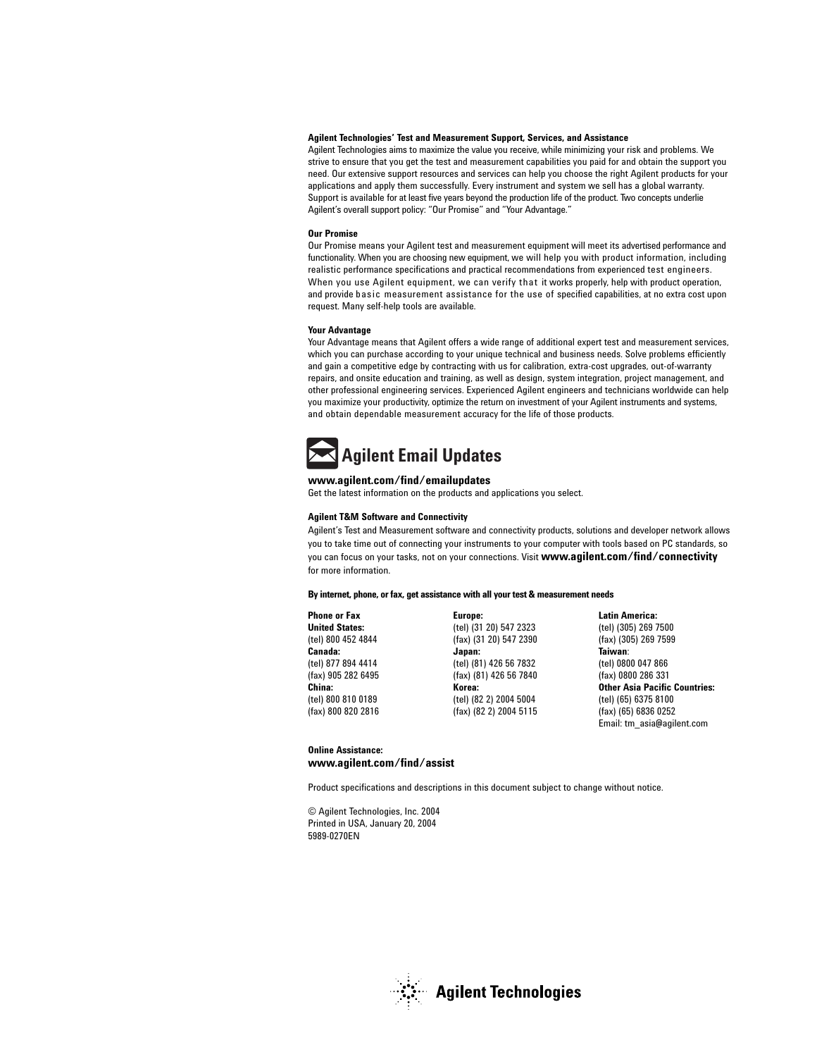**Agilent Technologies' Test and Measurement Support, Services, and Assistance**

Agilent Technologies aims to maximize the value you receive, while minimizing your risk and problems. We strive to ensure that you get the test and measurement capabilities you paid for and obtain the support you need. Our extensive support resources and services can help you choose the right Agilent products for your applications and apply them successfully. Every instrument and system we sell has a global warranty. Support is available for at least five years beyond the production life of the product. Two concepts underlie Agilent's overall support policy: "Our Promise" and "Your Advantage."

**Our Promise**

Our Promise means your Agilent test and measurement equipment will meet its advertised performance and functionality. When you are choosing new equipment, we will help you with product information, including realistic performance specifications and practical recommendations from experienced test engineers. When you use Agilent equipment, we can verify that it works properly, help with product operation, and provide basic measurement assistance for the use of specified capabilities, at no extra cost upon request. Many self-help tools are available.

**Your Advantage**

Your Advantage means that Agilent offers a wide range of additional expert test and measurement services, which you can purchase according to your unique technical and business needs. Solve problems efficiently and gain a competitive edge by contracting with us for calibration, extra-cost upgrades, out-of-warranty repairs, and onsite education and training, as well as design, system integration, project management, and other professional engineering services. Experienced Agilent engineers and technicians worldwide can help you maximize your productivity, optimize the return on investment of your Agilent instruments and systems, and obtain dependable measurement accuracy for the life of those products.

## Agilent Email Updates

**www.agilent.com/find/emailupdates**

Get the latest information on the products and applications you select.

**Agilent T&M Software and Connectivity**

Agilent's Test and Measurement software and connectivity products, solutions and developer network allows you to take time out of connecting your instruments to your computer with tools based on PC standards, so you can focus on your tasks, not on your connections. Visit **www.agilent.com/find/connectivity** for more information.

**By internet, phone, or fax, get assistance with all your test & measurement needs**

**Phone or Fax**

**United States:**
(tel) 800 452 4844

**Canada:**
(tel) 877 894 4414
(fax) 905 282 6495

**China:**
(tel) 800 810 0189
(fax) 800 820 2816

**Europe:**
(tel) (31 20) 547 2323
(fax) (31 20) 547 2390

**Japan:**
(tel) (81) 426 56 7832
(fax) (81) 426 56 7840

**Korea:**
(tel) (82 2) 2004 5004
(fax) (82 2) 2004 5115

**Latin America:**
(tel) (305) 269 7500
(fax) (305) 269 7599

**Taiwan**:
(tel) 0800 047 866
(fax) 0800 286 331

**Other Asia Pacific Countries:**
(tel) (65) 6375 8100
(fax) (65) 6836 0252
Email: tm_asia@agilent.com

**Online Assistance:**
**www.agilent.com/find/assist**

Product specifications and descriptions in this document subject to change without notice.

© Agilent Technologies, Inc. 2004
Printed in USA, January 20, 2004
5989-0270EN

Agilent Technologies